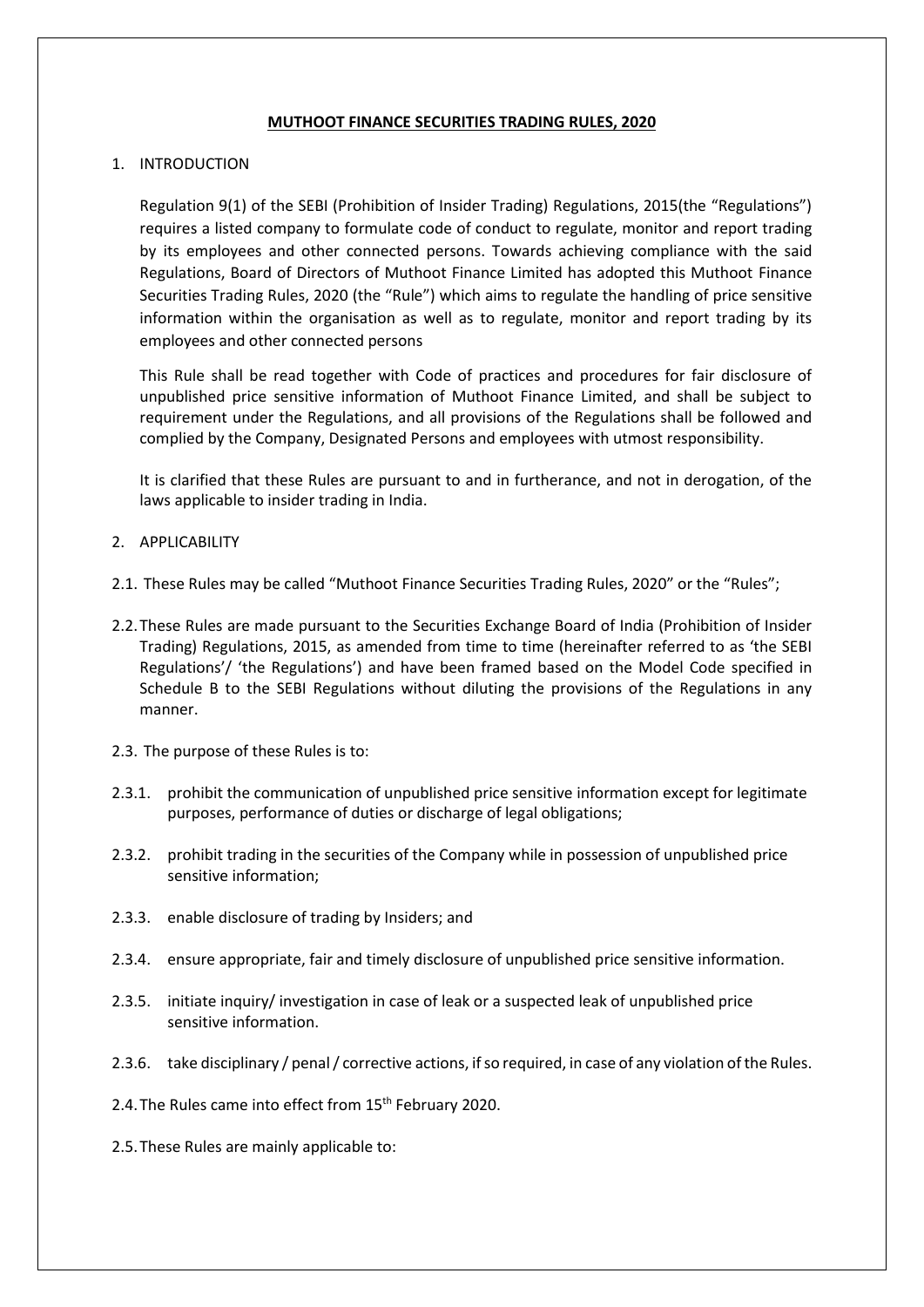# MUTHOOT FINANCE SECURITIES TRADING RULES, 2020

## 1. INTRODUCTION

Regulation 9(1) of the SEBI (Prohibition of Insider Trading) Regulations, 2015(the "Regulations") requires a listed company to formulate code of conduct to regulate, monitor and report trading by its employees and other connected persons. Towards achieving compliance with the said Regulations, Board of Directors of Muthoot Finance Limited has adopted this Muthoot Finance Securities Trading Rules, 2020 (the "Rule") which aims to regulate the handling of price sensitive information within the organisation as well as to regulate, monitor and report trading by its employees and other connected persons

This Rule shall be read together with Code of practices and procedures for fair disclosure of unpublished price sensitive information of Muthoot Finance Limited, and shall be subject to requirement under the Regulations, and all provisions of the Regulations shall be followed and complied by the Company, Designated Persons and employees with utmost responsibility.

It is clarified that these Rules are pursuant to and in furtherance, and not in derogation, of the laws applicable to insider trading in India.

## 2. APPLICABILITY

2.1. These Rules may be called "Muthoot Finance Securities Trading Rules, 2020" or the "Rules";

2.2. These Rules are made pursuant to the Securities Exchange Board of India (Prohibition of Insider Trading) Regulations, 2015, as amended from time to time (hereinafter referred to as 'the SEBI Regulations'/ 'the Regulations') and have been framed based on the Model Code specified in Schedule B to the SEBI Regulations without diluting the provisions of the Regulations in any manner.

2.3. The purpose of these Rules is to:

2.3.1. prohibit the communication of unpublished price sensitive information except for legitimate purposes, performance of duties or discharge of legal obligations;

2.3.2. prohibit trading in the securities of the Company while in possession of unpublished price sensitive information;

2.3.3. enable disclosure of trading by Insiders; and

2.3.4. ensure appropriate, fair and timely disclosure of unpublished price sensitive information.

2.3.5. initiate inquiry/ investigation in case of leak or a suspected leak of unpublished price sensitive information.

2.3.6. take disciplinary / penal / corrective actions, if so required, in case of any violation of the Rules.

2.4. The Rules came into effect from 15th February 2020.

2.5. These Rules are mainly applicable to: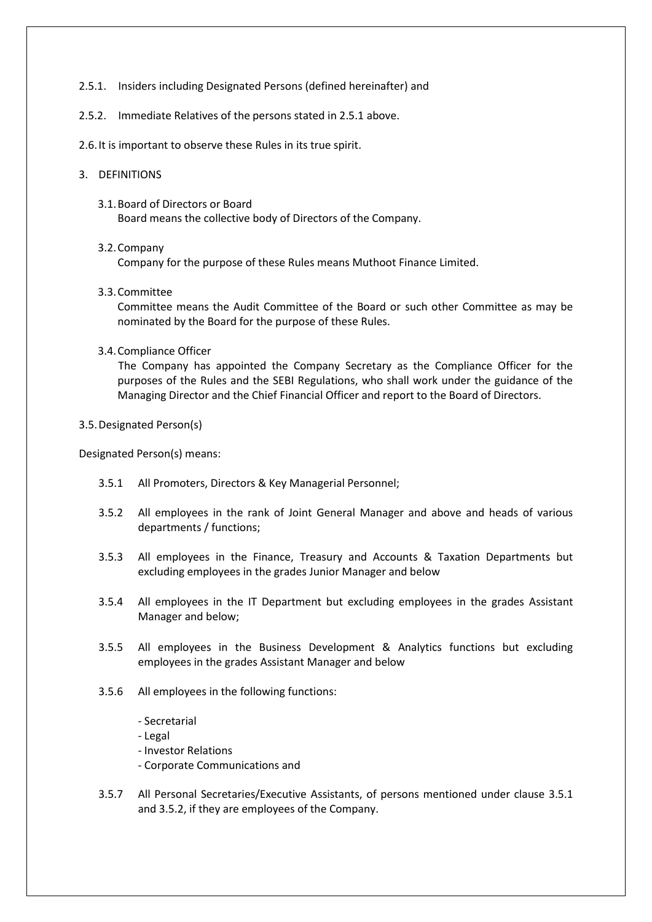2.5.1. Insiders including Designated Persons (defined hereinafter) and

2.5.2. Immediate Relatives of the persons stated in 2.5.1 above.

2.6. It is important to observe these Rules in its true spirit.

3. DEFINITIONS

3.1. Board of Directors or Board

Board means the collective body of Directors of the Company.

3.2. Company

Company for the purpose of these Rules means Muthoot Finance Limited.

3.3. Committee

Committee means the Audit Committee of the Board or such other Committee as may be nominated by the Board for the purpose of these Rules.

3.4. Compliance Officer

The Company has appointed the Company Secretary as the Compliance Officer for the purposes of the Rules and the SEBI Regulations, who shall work under the guidance of the Managing Director and the Chief Financial Officer and report to the Board of Directors.

3.5. Designated Person(s)

Designated Person(s) means:

3.5.1 All Promoters, Directors & Key Managerial Personnel;

3.5.2 All employees in the rank of Joint General Manager and above and heads of various departments / functions;

3.5.3 All employees in the Finance, Treasury and Accounts & Taxation Departments but excluding employees in the grades Junior Manager and below

3.5.4 All employees in the IT Department but excluding employees in the grades Assistant Manager and below;

3.5.5 All employees in the Business Development & Analytics functions but excluding employees in the grades Assistant Manager and below

3.5.6 All employees in the following functions:

- Secretarial
- Legal
- Investor Relations
- Corporate Communications and

3.5.7 All Personal Secretaries/Executive Assistants, of persons mentioned under clause 3.5.1 and 3.5.2, if they are employees of the Company.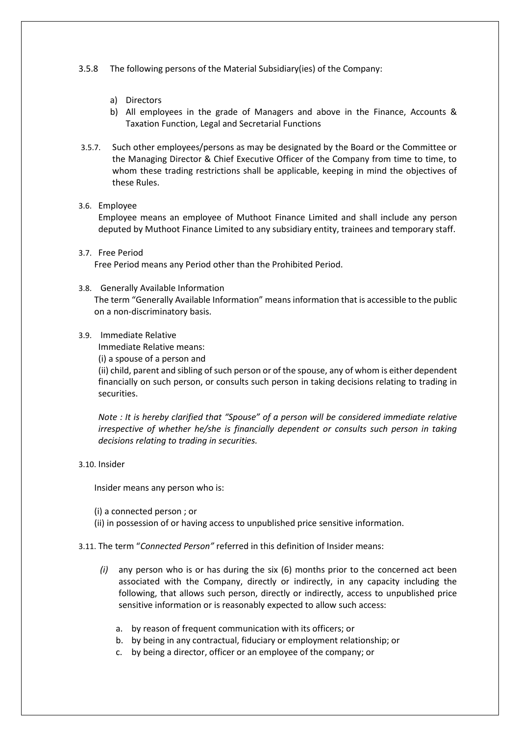3.5.8 The following persons of the Material Subsidiary(ies) of the Company:

a) Directors
b) All employees in the grade of Managers and above in the Finance, Accounts & Taxation Function, Legal and Secretarial Functions

3.5.7. Such other employees/persons as may be designated by the Board or the Committee or the Managing Director & Chief Executive Officer of the Company from time to time, to whom these trading restrictions shall be applicable, keeping in mind the objectives of these Rules.

3.6. Employee

Employee means an employee of Muthoot Finance Limited and shall include any person deputed by Muthoot Finance Limited to any subsidiary entity, trainees and temporary staff.

3.7. Free Period

Free Period means any Period other than the Prohibited Period.

3.8. Generally Available Information

The term "Generally Available Information" means information that is accessible to the public on a non-discriminatory basis.

3.9. Immediate Relative

Immediate Relative means:

(i) a spouse of a person and

(ii) child, parent and sibling of such person or of the spouse, any of whom is either dependent financially on such person, or consults such person in taking decisions relating to trading in securities.

*Note : It is hereby clarified that "Spouse" of a person will be considered immediate relative irrespective of whether he/she is financially dependent or consults such person in taking decisions relating to trading in securities.*

3.10. Insider

Insider means any person who is:

(i) a connected person ; or

(ii) in possession of or having access to unpublished price sensitive information.

3.11. The term "*Connected Person"* referred in this definition of Insider means:

*(i)* any person who is or has during the six (6) months prior to the concerned act been associated with the Company, directly or indirectly, in any capacity including the following, that allows such person, directly or indirectly, access to unpublished price sensitive information or is reasonably expected to allow such access:

a. by reason of frequent communication with its officers; or
b. by being in any contractual, fiduciary or employment relationship; or
c. by being a director, officer or an employee of the company; or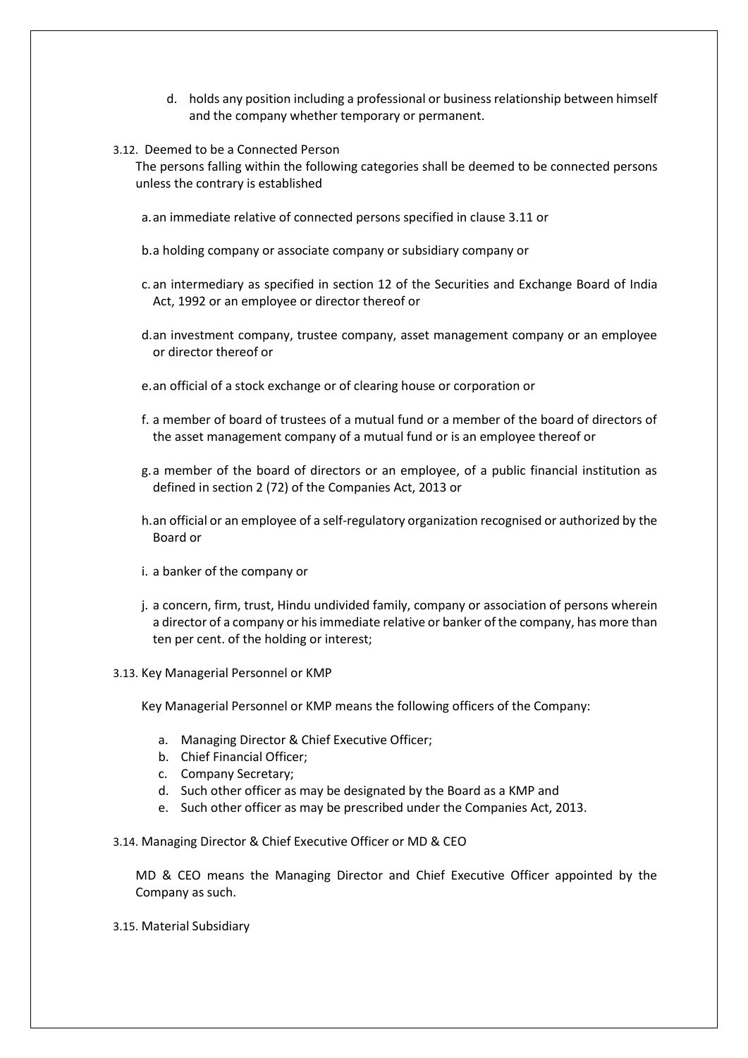d. holds any position including a professional or business relationship between himself and the company whether temporary or permanent.

3.12. Deemed to be a Connected Person

The persons falling within the following categories shall be deemed to be connected persons unless the contrary is established

a. an immediate relative of connected persons specified in clause 3.11 or

b. a holding company or associate company or subsidiary company or

c. an intermediary as specified in section 12 of the Securities and Exchange Board of India Act, 1992 or an employee or director thereof or

d. an investment company, trustee company, asset management company or an employee or director thereof or

e. an official of a stock exchange or of clearing house or corporation or

f. a member of board of trustees of a mutual fund or a member of the board of directors of the asset management company of a mutual fund or is an employee thereof or

g. a member of the board of directors or an employee, of a public financial institution as defined in section 2 (72) of the Companies Act, 2013 or

h. an official or an employee of a self-regulatory organization recognised or authorized by the Board or

i. a banker of the company or

j. a concern, firm, trust, Hindu undivided family, company or association of persons wherein a director of a company or his immediate relative or banker of the company, has more than ten per cent. of the holding or interest;

3.13. Key Managerial Personnel or KMP

Key Managerial Personnel or KMP means the following officers of the Company:

a. Managing Director & Chief Executive Officer;
b. Chief Financial Officer;
c. Company Secretary;
d. Such other officer as may be designated by the Board as a KMP and
e. Such other officer as may be prescribed under the Companies Act, 2013.

3.14. Managing Director & Chief Executive Officer or MD & CEO

MD & CEO means the Managing Director and Chief Executive Officer appointed by the Company as such.

3.15. Material Subsidiary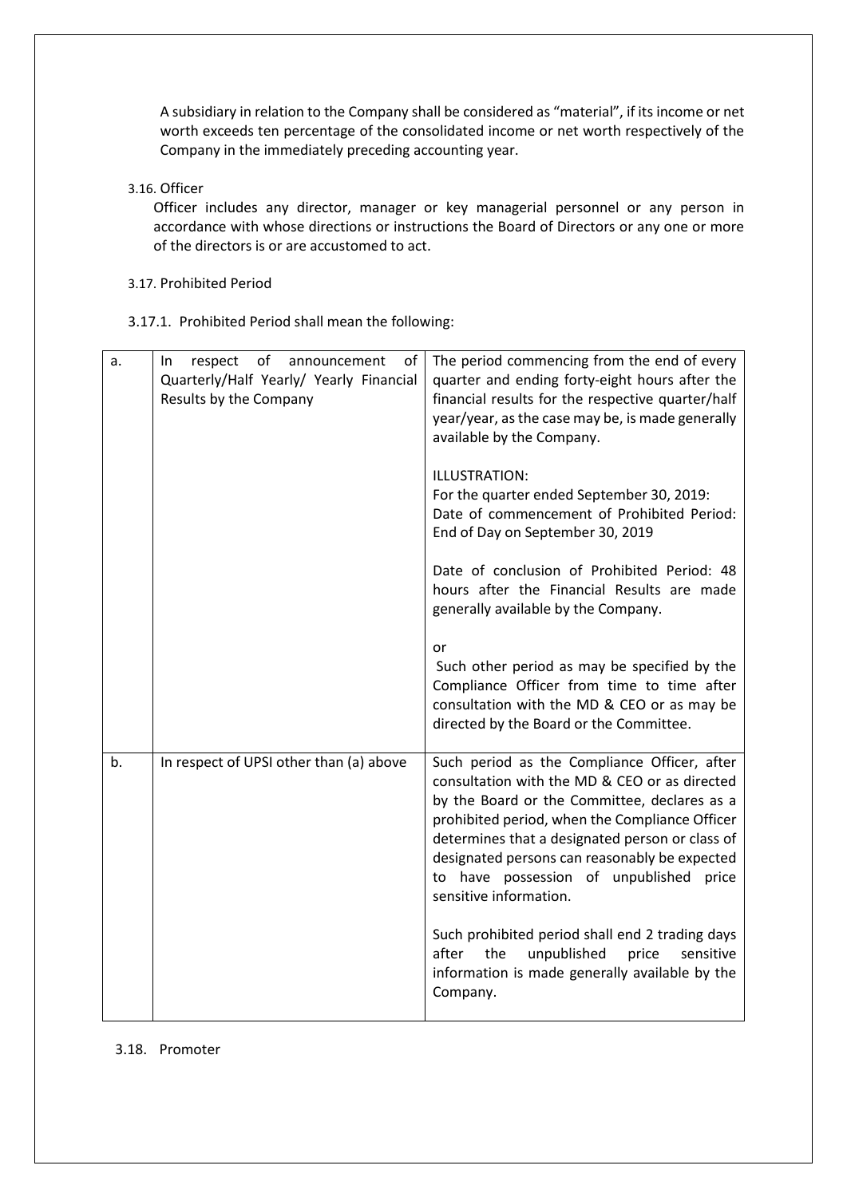A subsidiary in relation to the Company shall be considered as "material", if its income or net worth exceeds ten percentage of the consolidated income or net worth respectively of the Company in the immediately preceding accounting year.

3.16. Officer

Officer includes any director, manager or key managerial personnel or any person in accordance with whose directions or instructions the Board of Directors or any one or more of the directors is or are accustomed to act.

3.17. Prohibited Period

3.17.1. Prohibited Period shall mean the following:

| | | |
|---|---|---|
| a. | In respect of announcement of Quarterly/Half Yearly/ Yearly Financial Results by the Company | The period commencing from the end of every quarter and ending forty-eight hours after the financial results for the respective quarter/half year/year, as the case may be, is made generally available by the Company.<br><br>ILLUSTRATION:<br>For the quarter ended September 30, 2019:<br>Date of commencement of Prohibited Period: End of Day on September 30, 2019<br><br>Date of conclusion of Prohibited Period: 48 hours after the Financial Results are made generally available by the Company.<br><br>or<br>Such other period as may be specified by the Compliance Officer from time to time after consultation with the MD & CEO or as may be directed by the Board or the Committee. |
| b. | In respect of UPSI other than (a) above | Such period as the Compliance Officer, after consultation with the MD & CEO or as directed by the Board or the Committee, declares as a prohibited period, when the Compliance Officer determines that a designated person or class of designated persons can reasonably be expected to have possession of unpublished price sensitive information.<br><br>Such prohibited period shall end 2 trading days after the unpublished price sensitive information is made generally available by the Company. |

3.18. Promoter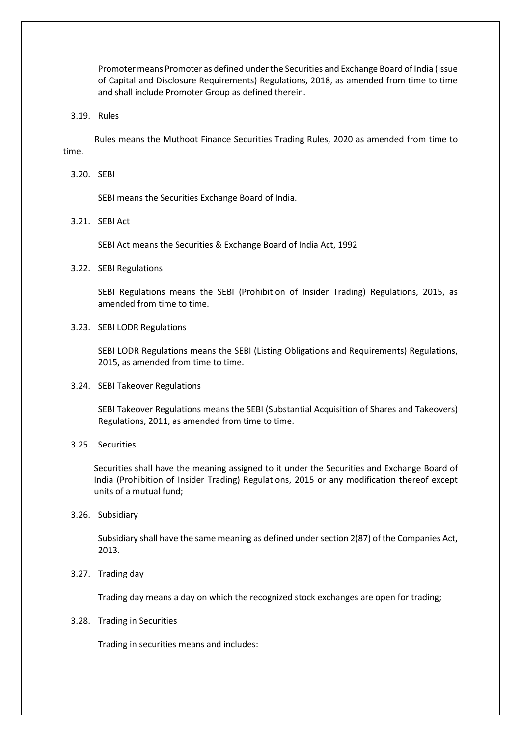Promoter means Promoter as defined under the Securities and Exchange Board of India (Issue of Capital and Disclosure Requirements) Regulations, 2018, as amended from time to time and shall include Promoter Group as defined therein.

### 3.19. Rules

Rules means the Muthoot Finance Securities Trading Rules, 2020 as amended from time to time.

### 3.20. SEBI

SEBI means the Securities Exchange Board of India.

### 3.21. SEBI Act

SEBI Act means the Securities & Exchange Board of India Act, 1992

### 3.22. SEBI Regulations

SEBI Regulations means the SEBI (Prohibition of Insider Trading) Regulations, 2015, as amended from time to time.

### 3.23. SEBI LODR Regulations

SEBI LODR Regulations means the SEBI (Listing Obligations and Requirements) Regulations, 2015, as amended from time to time.

### 3.24. SEBI Takeover Regulations

SEBI Takeover Regulations means the SEBI (Substantial Acquisition of Shares and Takeovers) Regulations, 2011, as amended from time to time.

### 3.25. Securities

Securities shall have the meaning assigned to it under the Securities and Exchange Board of India (Prohibition of Insider Trading) Regulations, 2015 or any modification thereof except units of a mutual fund;

### 3.26. Subsidiary

Subsidiary shall have the same meaning as defined under section 2(87) of the Companies Act, 2013.

### 3.27. Trading day

Trading day means a day on which the recognized stock exchanges are open for trading;

### 3.28. Trading in Securities

Trading in securities means and includes: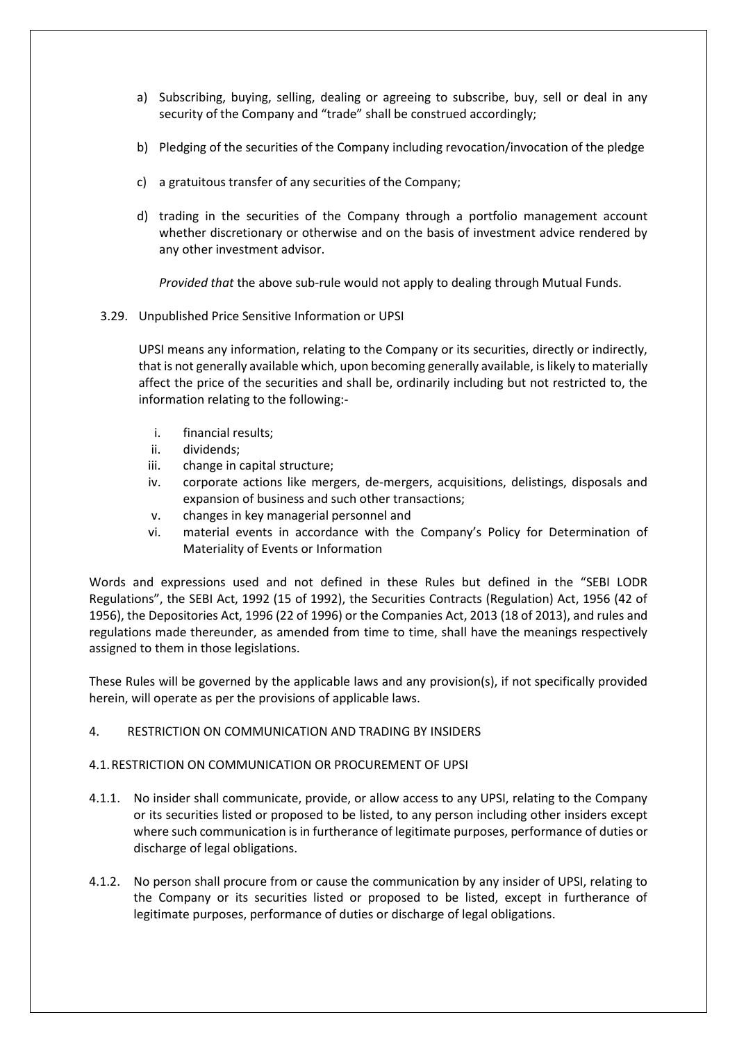a) Subscribing, buying, selling, dealing or agreeing to subscribe, buy, sell or deal in any security of the Company and "trade" shall be construed accordingly;

b) Pledging of the securities of the Company including revocation/invocation of the pledge

c) a gratuitous transfer of any securities of the Company;

d) trading in the securities of the Company through a portfolio management account whether discretionary or otherwise and on the basis of investment advice rendered by any other investment advisor.

*Provided that* the above sub-rule would not apply to dealing through Mutual Funds.

3.29. Unpublished Price Sensitive Information or UPSI

UPSI means any information, relating to the Company or its securities, directly or indirectly, that is not generally available which, upon becoming generally available, is likely to materially affect the price of the securities and shall be, ordinarily including but not restricted to, the information relating to the following:-

i. financial results;
ii. dividends;
iii. change in capital structure;
iv. corporate actions like mergers, de-mergers, acquisitions, delistings, disposals and expansion of business and such other transactions;
v. changes in key managerial personnel and
vi. material events in accordance with the Company's Policy for Determination of Materiality of Events or Information

Words and expressions used and not defined in these Rules but defined in the "SEBI LODR Regulations", the SEBI Act, 1992 (15 of 1992), the Securities Contracts (Regulation) Act, 1956 (42 of 1956), the Depositories Act, 1996 (22 of 1996) or the Companies Act, 2013 (18 of 2013), and rules and regulations made thereunder, as amended from time to time, shall have the meanings respectively assigned to them in those legislations.

These Rules will be governed by the applicable laws and any provision(s), if not specifically provided herein, will operate as per the provisions of applicable laws.

## 4. RESTRICTION ON COMMUNICATION AND TRADING BY INSIDERS

### 4.1. RESTRICTION ON COMMUNICATION OR PROCUREMENT OF UPSI

4.1.1. No insider shall communicate, provide, or allow access to any UPSI, relating to the Company or its securities listed or proposed to be listed, to any person including other insiders except where such communication is in furtherance of legitimate purposes, performance of duties or discharge of legal obligations.

4.1.2. No person shall procure from or cause the communication by any insider of UPSI, relating to the Company or its securities listed or proposed to be listed, except in furtherance of legitimate purposes, performance of duties or discharge of legal obligations.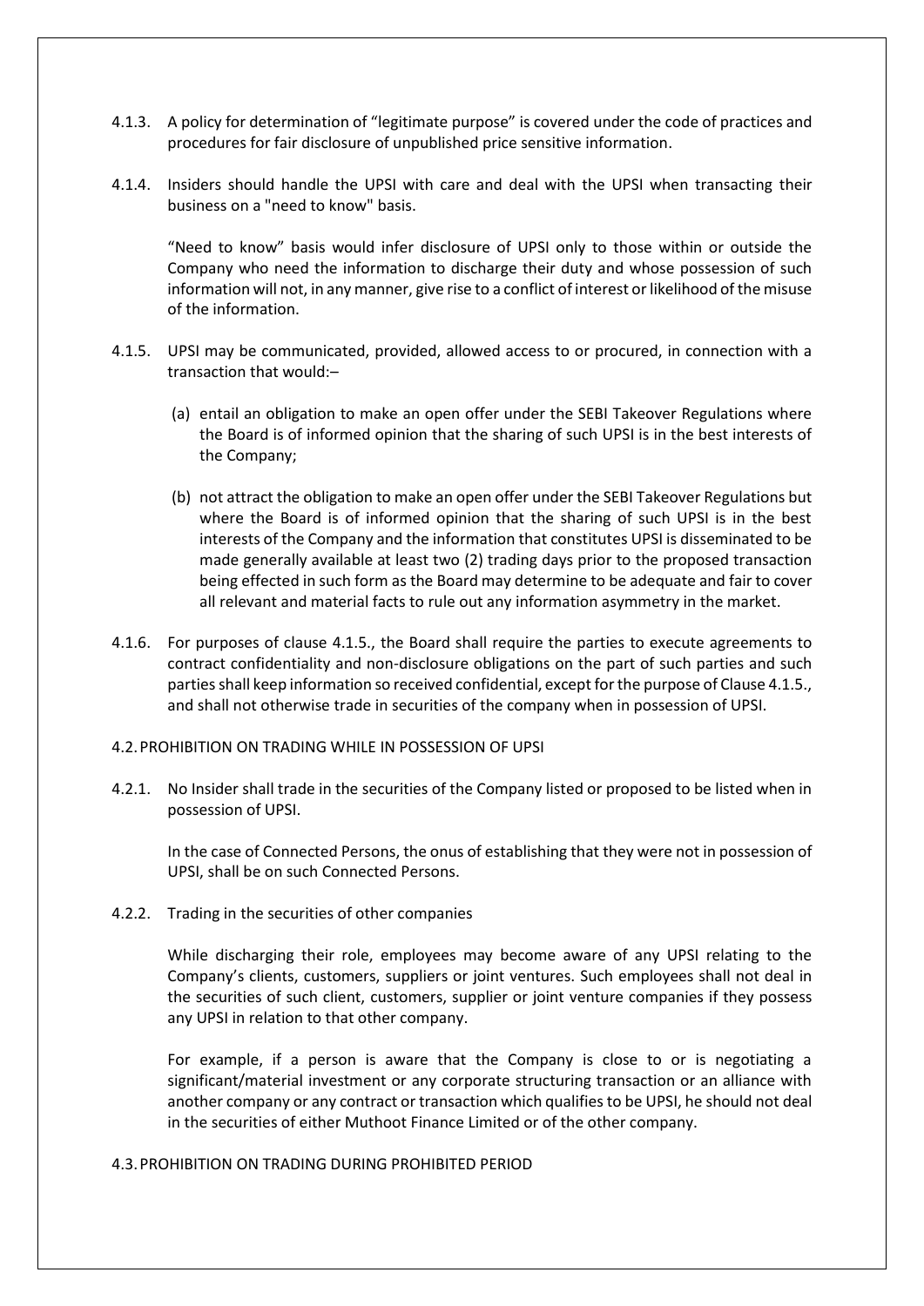4.1.3. A policy for determination of "legitimate purpose" is covered under the code of practices and procedures for fair disclosure of unpublished price sensitive information.

4.1.4. Insiders should handle the UPSI with care and deal with the UPSI when transacting their business on a "need to know" basis.

"Need to know" basis would infer disclosure of UPSI only to those within or outside the Company who need the information to discharge their duty and whose possession of such information will not, in any manner, give rise to a conflict of interest or likelihood of the misuse of the information.

4.1.5. UPSI may be communicated, provided, allowed access to or procured, in connection with a transaction that would:–

(a) entail an obligation to make an open offer under the SEBI Takeover Regulations where the Board is of informed opinion that the sharing of such UPSI is in the best interests of the Company;

(b) not attract the obligation to make an open offer under the SEBI Takeover Regulations but where the Board is of informed opinion that the sharing of such UPSI is in the best interests of the Company and the information that constitutes UPSI is disseminated to be made generally available at least two (2) trading days prior to the proposed transaction being effected in such form as the Board may determine to be adequate and fair to cover all relevant and material facts to rule out any information asymmetry in the market.

4.1.6. For purposes of clause 4.1.5., the Board shall require the parties to execute agreements to contract confidentiality and non-disclosure obligations on the part of such parties and such parties shall keep information so received confidential, except for the purpose of Clause 4.1.5., and shall not otherwise trade in securities of the company when in possession of UPSI.

4.2. PROHIBITION ON TRADING WHILE IN POSSESSION OF UPSI

4.2.1. No Insider shall trade in the securities of the Company listed or proposed to be listed when in possession of UPSI.

In the case of Connected Persons, the onus of establishing that they were not in possession of UPSI, shall be on such Connected Persons.

4.2.2. Trading in the securities of other companies

While discharging their role, employees may become aware of any UPSI relating to the Company's clients, customers, suppliers or joint ventures. Such employees shall not deal in the securities of such client, customers, supplier or joint venture companies if they possess any UPSI in relation to that other company.

For example, if a person is aware that the Company is close to or is negotiating a significant/material investment or any corporate structuring transaction or an alliance with another company or any contract or transaction which qualifies to be UPSI, he should not deal in the securities of either Muthoot Finance Limited or of the other company.

4.3. PROHIBITION ON TRADING DURING PROHIBITED PERIOD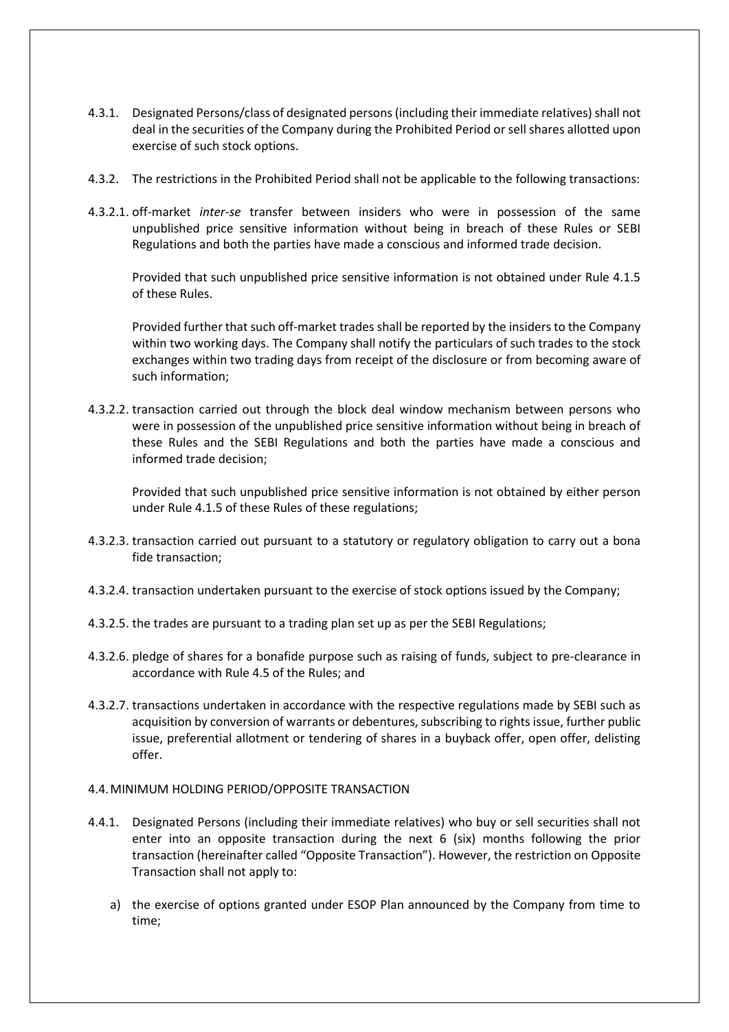4.3.1. Designated Persons/class of designated persons (including their immediate relatives) shall not deal in the securities of the Company during the Prohibited Period or sell shares allotted upon exercise of such stock options.

4.3.2. The restrictions in the Prohibited Period shall not be applicable to the following transactions:

4.3.2.1. off-market *inter-se* transfer between insiders who were in possession of the same unpublished price sensitive information without being in breach of these Rules or SEBI Regulations and both the parties have made a conscious and informed trade decision.

Provided that such unpublished price sensitive information is not obtained under Rule 4.1.5 of these Rules.

Provided further that such off-market trades shall be reported by the insiders to the Company within two working days. The Company shall notify the particulars of such trades to the stock exchanges within two trading days from receipt of the disclosure or from becoming aware of such information;

4.3.2.2. transaction carried out through the block deal window mechanism between persons who were in possession of the unpublished price sensitive information without being in breach of these Rules and the SEBI Regulations and both the parties have made a conscious and informed trade decision;

Provided that such unpublished price sensitive information is not obtained by either person under Rule 4.1.5 of these Rules of these regulations;

4.3.2.3. transaction carried out pursuant to a statutory or regulatory obligation to carry out a bona fide transaction;

4.3.2.4. transaction undertaken pursuant to the exercise of stock options issued by the Company;

4.3.2.5. the trades are pursuant to a trading plan set up as per the SEBI Regulations;

4.3.2.6. pledge of shares for a bonafide purpose such as raising of funds, subject to pre-clearance in accordance with Rule 4.5 of the Rules; and

4.3.2.7. transactions undertaken in accordance with the respective regulations made by SEBI such as acquisition by conversion of warrants or debentures, subscribing to rights issue, further public issue, preferential allotment or tendering of shares in a buyback offer, open offer, delisting offer.

4.4. MINIMUM HOLDING PERIOD/OPPOSITE TRANSACTION

4.4.1. Designated Persons (including their immediate relatives) who buy or sell securities shall not enter into an opposite transaction during the next 6 (six) months following the prior transaction (hereinafter called "Opposite Transaction"). However, the restriction on Opposite Transaction shall not apply to:

a) the exercise of options granted under ESOP Plan announced by the Company from time to time;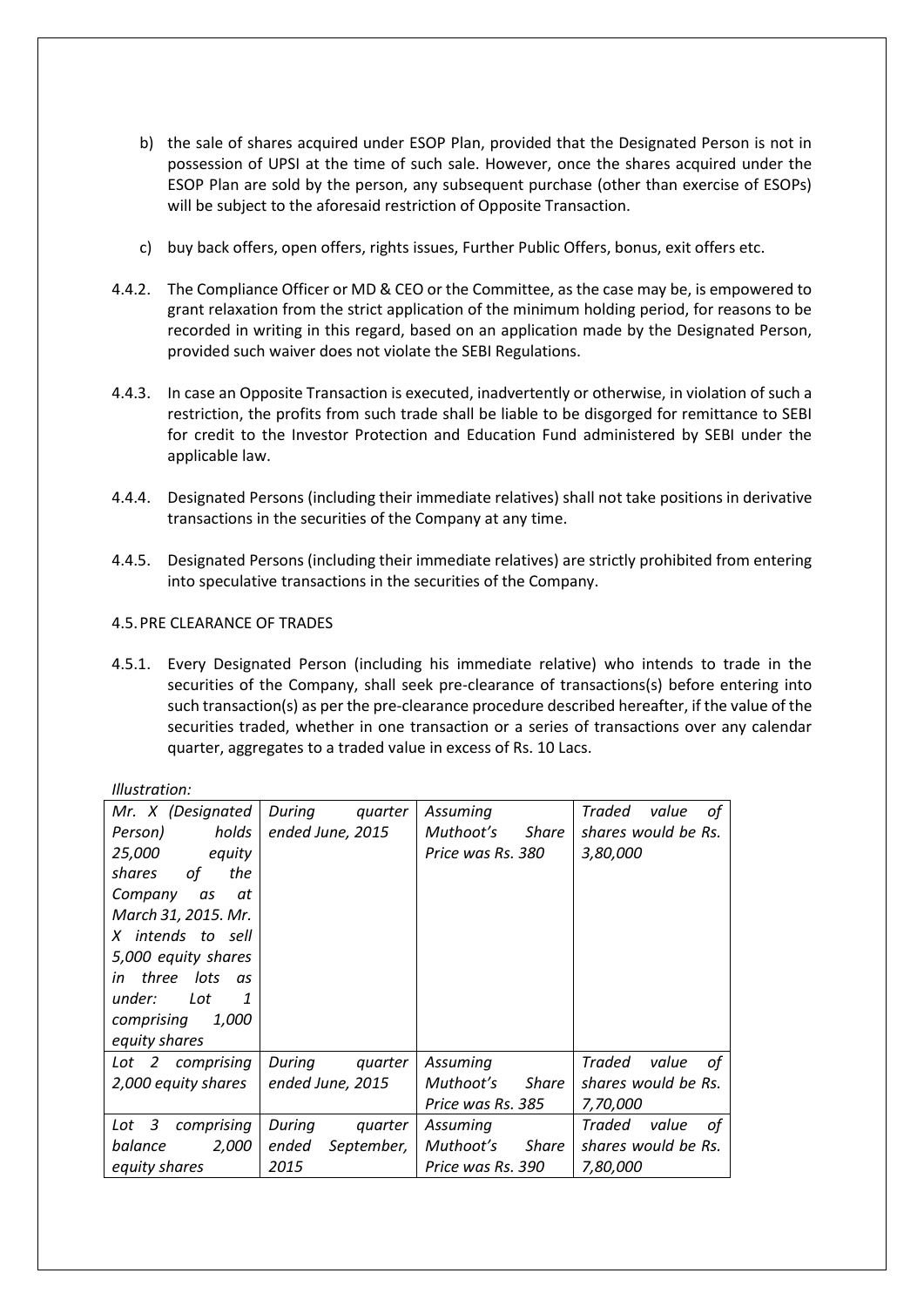b) the sale of shares acquired under ESOP Plan, provided that the Designated Person is not in possession of UPSI at the time of such sale. However, once the shares acquired under the ESOP Plan are sold by the person, any subsequent purchase (other than exercise of ESOPs) will be subject to the aforesaid restriction of Opposite Transaction.

c) buy back offers, open offers, rights issues, Further Public Offers, bonus, exit offers etc.

4.4.2. The Compliance Officer or MD & CEO or the Committee, as the case may be, is empowered to grant relaxation from the strict application of the minimum holding period, for reasons to be recorded in writing in this regard, based on an application made by the Designated Person, provided such waiver does not violate the SEBI Regulations.

4.4.3. In case an Opposite Transaction is executed, inadvertently or otherwise, in violation of such a restriction, the profits from such trade shall be liable to be disgorged for remittance to SEBI for credit to the Investor Protection and Education Fund administered by SEBI under the applicable law.

4.4.4. Designated Persons (including their immediate relatives) shall not take positions in derivative transactions in the securities of the Company at any time.

4.4.5. Designated Persons (including their immediate relatives) are strictly prohibited from entering into speculative transactions in the securities of the Company.

4.5. PRE CLEARANCE OF TRADES

4.5.1. Every Designated Person (including his immediate relative) who intends to trade in the securities of the Company, shall seek pre-clearance of transactions(s) before entering into such transaction(s) as per the pre-clearance procedure described hereafter, if the value of the securities traded, whether in one transaction or a series of transactions over any calendar quarter, aggregates to a traded value in excess of Rs. 10 Lacs.

*Illustration:*

| | | | |
|---|---|---|---|
| *Mr. X (Designated Person) holds 25,000 equity shares of the Company as at March 31, 2015. Mr. X intends to sell 5,000 equity shares in three lots as under: Lot 1 comprising 1,000 equity shares* | *During quarter ended June, 2015* | *Assuming Muthoot's Share Price was Rs. 380* | *Traded value of shares would be Rs. 3,80,000* |
| *Lot 2 comprising 2,000 equity shares* | *During quarter ended June, 2015* | *Assuming Muthoot's Share Price was Rs. 385* | *Traded value of shares would be Rs. 7,70,000* |
| *Lot 3 comprising balance 2,000 equity shares* | *During quarter ended September, 2015* | *Assuming Muthoot's Share Price was Rs. 390* | *Traded value of shares would be Rs. 7,80,000* |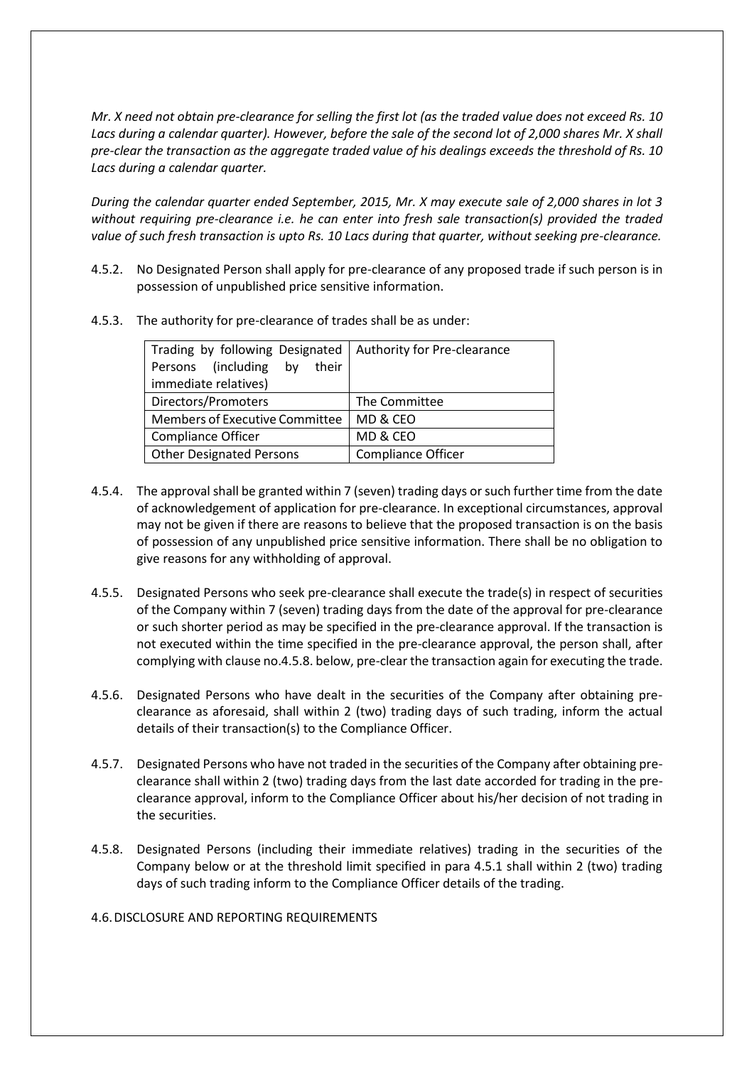*Mr. X need not obtain pre-clearance for selling the first lot (as the traded value does not exceed Rs. 10 Lacs during a calendar quarter). However, before the sale of the second lot of 2,000 shares Mr. X shall pre-clear the transaction as the aggregate traded value of his dealings exceeds the threshold of Rs. 10 Lacs during a calendar quarter.*

*During the calendar quarter ended September, 2015, Mr. X may execute sale of 2,000 shares in lot 3 without requiring pre-clearance i.e. he can enter into fresh sale transaction(s) provided the traded value of such fresh transaction is upto Rs. 10 Lacs during that quarter, without seeking pre-clearance.*

4.5.2. No Designated Person shall apply for pre-clearance of any proposed trade if such person is in possession of unpublished price sensitive information.

4.5.3. The authority for pre-clearance of trades shall be as under:

| Trading by following Designated Persons (including by their immediate relatives) | Authority for Pre-clearance |
|---|---|
| Directors/Promoters | The Committee |
| Members of Executive Committee | MD & CEO |
| Compliance Officer | MD & CEO |
| Other Designated Persons | Compliance Officer |

4.5.4. The approval shall be granted within 7 (seven) trading days or such further time from the date of acknowledgement of application for pre-clearance. In exceptional circumstances, approval may not be given if there are reasons to believe that the proposed transaction is on the basis of possession of any unpublished price sensitive information. There shall be no obligation to give reasons for any withholding of approval.

4.5.5. Designated Persons who seek pre-clearance shall execute the trade(s) in respect of securities of the Company within 7 (seven) trading days from the date of the approval for pre-clearance or such shorter period as may be specified in the pre-clearance approval. If the transaction is not executed within the time specified in the pre-clearance approval, the person shall, after complying with clause no.4.5.8. below, pre-clear the transaction again for executing the trade.

4.5.6. Designated Persons who have dealt in the securities of the Company after obtaining pre-clearance as aforesaid, shall within 2 (two) trading days of such trading, inform the actual details of their transaction(s) to the Compliance Officer.

4.5.7. Designated Persons who have not traded in the securities of the Company after obtaining pre-clearance shall within 2 (two) trading days from the last date accorded for trading in the pre-clearance approval, inform to the Compliance Officer about his/her decision of not trading in the securities.

4.5.8. Designated Persons (including their immediate relatives) trading in the securities of the Company below or at the threshold limit specified in para 4.5.1 shall within 2 (two) trading days of such trading inform to the Compliance Officer details of the trading.

4.6. DISCLOSURE AND REPORTING REQUIREMENTS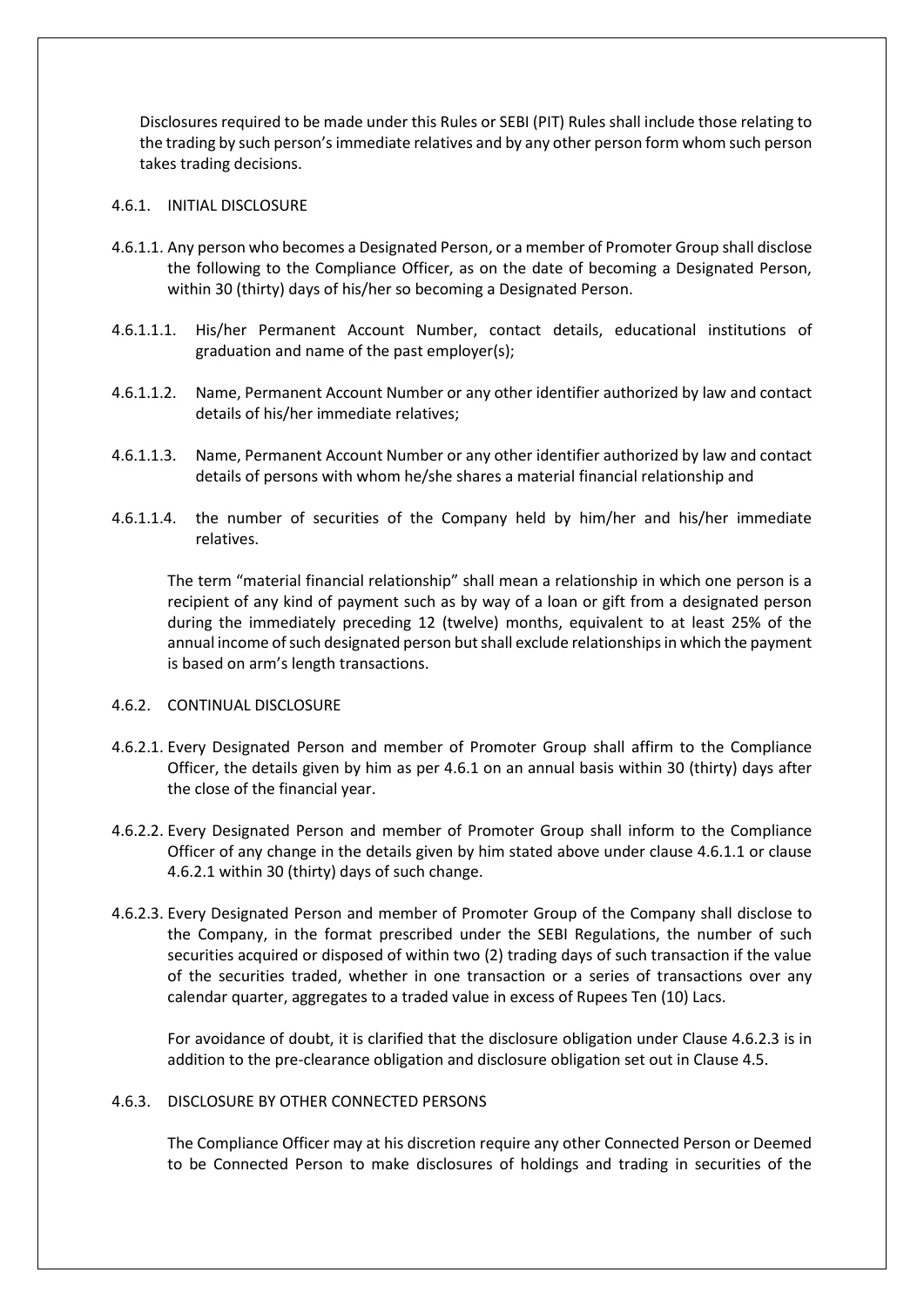Disclosures required to be made under this Rules or SEBI (PIT) Rules shall include those relating to the trading by such person's immediate relatives and by any other person form whom such person takes trading decisions.

4.6.1. INITIAL DISCLOSURE

4.6.1.1. Any person who becomes a Designated Person, or a member of Promoter Group shall disclose the following to the Compliance Officer, as on the date of becoming a Designated Person, within 30 (thirty) days of his/her so becoming a Designated Person.

4.6.1.1.1. His/her Permanent Account Number, contact details, educational institutions of graduation and name of the past employer(s);

4.6.1.1.2. Name, Permanent Account Number or any other identifier authorized by law and contact details of his/her immediate relatives;

4.6.1.1.3. Name, Permanent Account Number or any other identifier authorized by law and contact details of persons with whom he/she shares a material financial relationship and

4.6.1.1.4. the number of securities of the Company held by him/her and his/her immediate relatives.

The term "material financial relationship" shall mean a relationship in which one person is a recipient of any kind of payment such as by way of a loan or gift from a designated person during the immediately preceding 12 (twelve) months, equivalent to at least 25% of the annual income of such designated person but shall exclude relationships in which the payment is based on arm's length transactions.

4.6.2. CONTINUAL DISCLOSURE

4.6.2.1. Every Designated Person and member of Promoter Group shall affirm to the Compliance Officer, the details given by him as per 4.6.1 on an annual basis within 30 (thirty) days after the close of the financial year.

4.6.2.2. Every Designated Person and member of Promoter Group shall inform to the Compliance Officer of any change in the details given by him stated above under clause 4.6.1.1 or clause 4.6.2.1 within 30 (thirty) days of such change.

4.6.2.3. Every Designated Person and member of Promoter Group of the Company shall disclose to the Company, in the format prescribed under the SEBI Regulations, the number of such securities acquired or disposed of within two (2) trading days of such transaction if the value of the securities traded, whether in one transaction or a series of transactions over any calendar quarter, aggregates to a traded value in excess of Rupees Ten (10) Lacs.

For avoidance of doubt, it is clarified that the disclosure obligation under Clause 4.6.2.3 is in addition to the pre-clearance obligation and disclosure obligation set out in Clause 4.5.

4.6.3. DISCLOSURE BY OTHER CONNECTED PERSONS

The Compliance Officer may at his discretion require any other Connected Person or Deemed to be Connected Person to make disclosures of holdings and trading in securities of the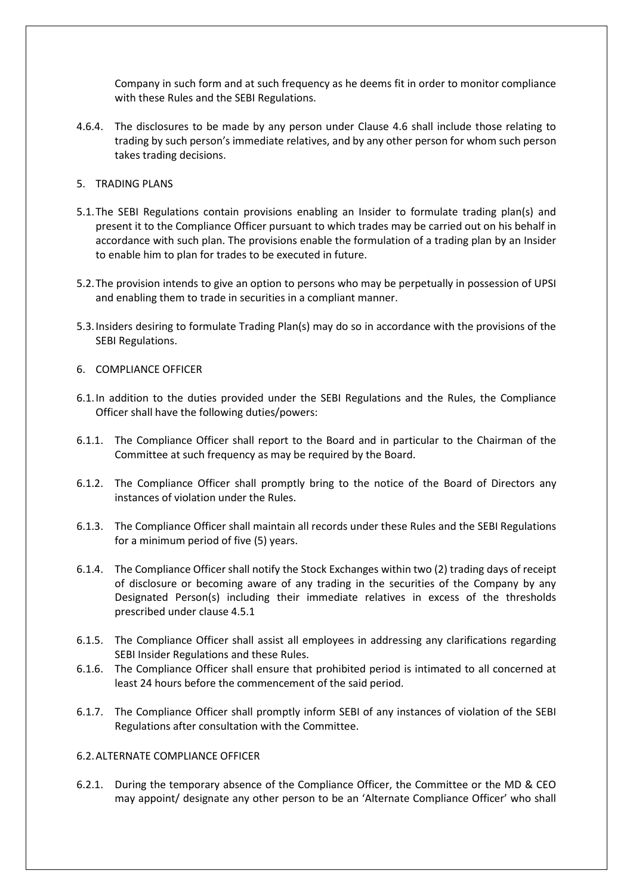Company in such form and at such frequency as he deems fit in order to monitor compliance with these Rules and the SEBI Regulations.

4.6.4. The disclosures to be made by any person under Clause 4.6 shall include those relating to trading by such person's immediate relatives, and by any other person for whom such person takes trading decisions.

## 5. TRADING PLANS

5.1. The SEBI Regulations contain provisions enabling an Insider to formulate trading plan(s) and present it to the Compliance Officer pursuant to which trades may be carried out on his behalf in accordance with such plan. The provisions enable the formulation of a trading plan by an Insider to enable him to plan for trades to be executed in future.

5.2. The provision intends to give an option to persons who may be perpetually in possession of UPSI and enabling them to trade in securities in a compliant manner.

5.3. Insiders desiring to formulate Trading Plan(s) may do so in accordance with the provisions of the SEBI Regulations.

## 6. COMPLIANCE OFFICER

6.1. In addition to the duties provided under the SEBI Regulations and the Rules, the Compliance Officer shall have the following duties/powers:

6.1.1. The Compliance Officer shall report to the Board and in particular to the Chairman of the Committee at such frequency as may be required by the Board.

6.1.2. The Compliance Officer shall promptly bring to the notice of the Board of Directors any instances of violation under the Rules.

6.1.3. The Compliance Officer shall maintain all records under these Rules and the SEBI Regulations for a minimum period of five (5) years.

6.1.4. The Compliance Officer shall notify the Stock Exchanges within two (2) trading days of receipt of disclosure or becoming aware of any trading in the securities of the Company by any Designated Person(s) including their immediate relatives in excess of the thresholds prescribed under clause 4.5.1

6.1.5. The Compliance Officer shall assist all employees in addressing any clarifications regarding SEBI Insider Regulations and these Rules.

6.1.6. The Compliance Officer shall ensure that prohibited period is intimated to all concerned at least 24 hours before the commencement of the said period.

6.1.7. The Compliance Officer shall promptly inform SEBI of any instances of violation of the SEBI Regulations after consultation with the Committee.

### 6.2. ALTERNATE COMPLIANCE OFFICER

6.2.1. During the temporary absence of the Compliance Officer, the Committee or the MD & CEO may appoint/ designate any other person to be an 'Alternate Compliance Officer' who shall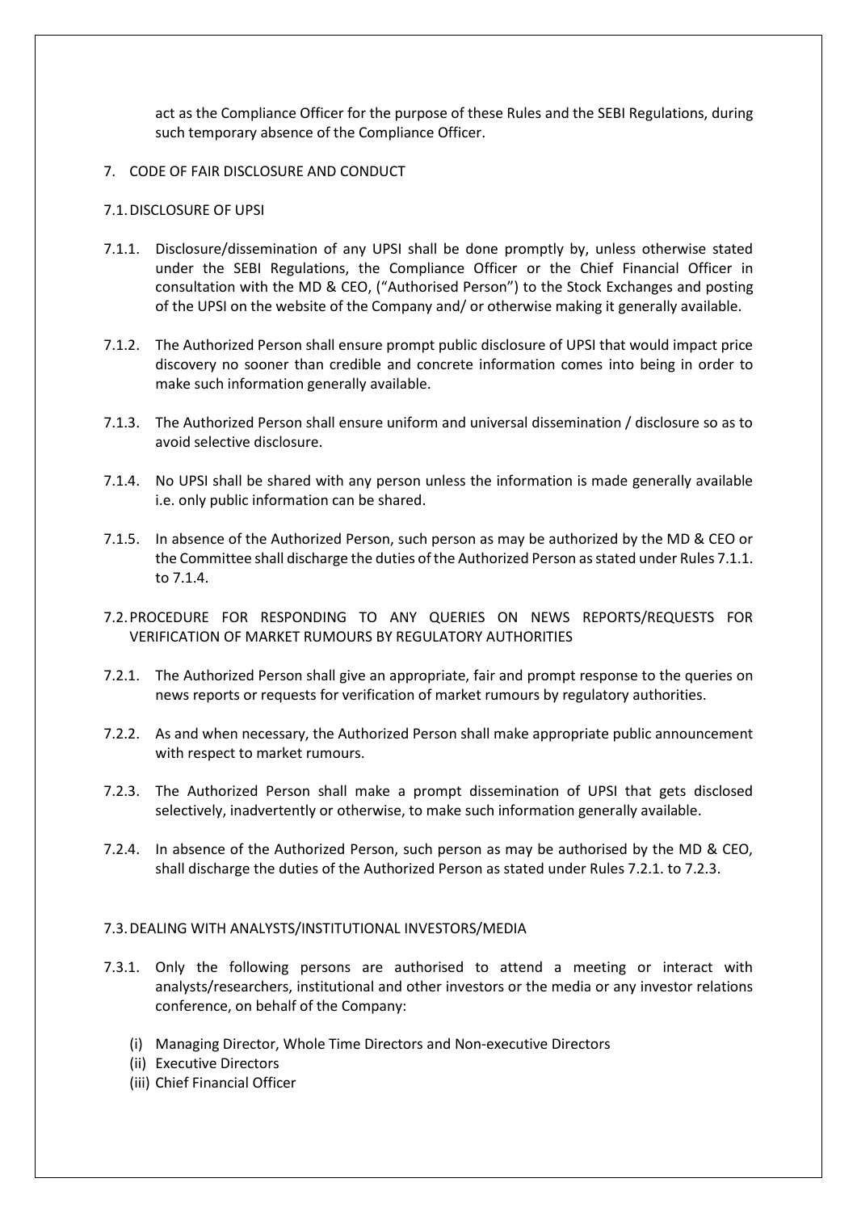act as the Compliance Officer for the purpose of these Rules and the SEBI Regulations, during such temporary absence of the Compliance Officer.

## 7. CODE OF FAIR DISCLOSURE AND CONDUCT

### 7.1. DISCLOSURE OF UPSI

7.1.1. Disclosure/dissemination of any UPSI shall be done promptly by, unless otherwise stated under the SEBI Regulations, the Compliance Officer or the Chief Financial Officer in consultation with the MD & CEO, ("Authorised Person") to the Stock Exchanges and posting of the UPSI on the website of the Company and/ or otherwise making it generally available.

7.1.2. The Authorized Person shall ensure prompt public disclosure of UPSI that would impact price discovery no sooner than credible and concrete information comes into being in order to make such information generally available.

7.1.3. The Authorized Person shall ensure uniform and universal dissemination / disclosure so as to avoid selective disclosure.

7.1.4. No UPSI shall be shared with any person unless the information is made generally available i.e. only public information can be shared.

7.1.5. In absence of the Authorized Person, such person as may be authorized by the MD & CEO or the Committee shall discharge the duties of the Authorized Person as stated under Rules 7.1.1. to 7.1.4.

### 7.2. PROCEDURE FOR RESPONDING TO ANY QUERIES ON NEWS REPORTS/REQUESTS FOR VERIFICATION OF MARKET RUMOURS BY REGULATORY AUTHORITIES

7.2.1. The Authorized Person shall give an appropriate, fair and prompt response to the queries on news reports or requests for verification of market rumours by regulatory authorities.

7.2.2. As and when necessary, the Authorized Person shall make appropriate public announcement with respect to market rumours.

7.2.3. The Authorized Person shall make a prompt dissemination of UPSI that gets disclosed selectively, inadvertently or otherwise, to make such information generally available.

7.2.4. In absence of the Authorized Person, such person as may be authorised by the MD & CEO, shall discharge the duties of the Authorized Person as stated under Rules 7.2.1. to 7.2.3.

### 7.3. DEALING WITH ANALYSTS/INSTITUTIONAL INVESTORS/MEDIA

7.3.1. Only the following persons are authorised to attend a meeting or interact with analysts/researchers, institutional and other investors or the media or any investor relations conference, on behalf of the Company:

(i) Managing Director, Whole Time Directors and Non-executive Directors
(ii) Executive Directors
(iii) Chief Financial Officer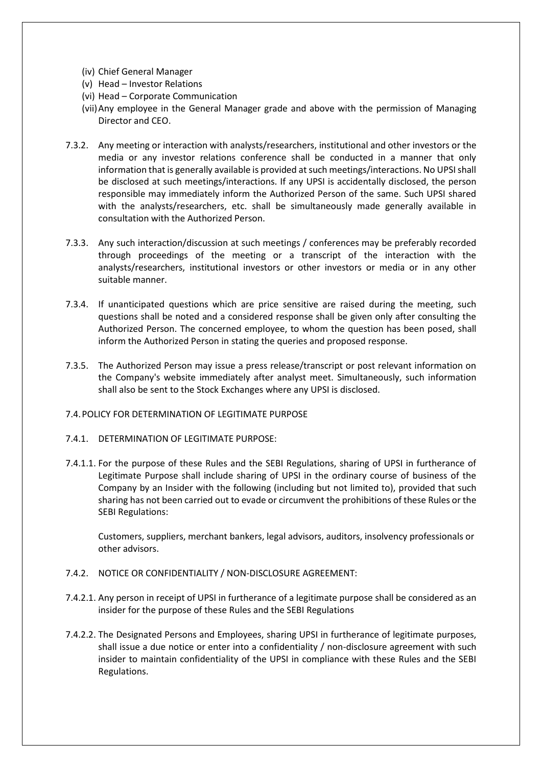(iv) Chief General Manager

(v) Head – Investor Relations

(vi) Head – Corporate Communication

(vii) Any employee in the General Manager grade and above with the permission of Managing Director and CEO.

7.3.2. Any meeting or interaction with analysts/researchers, institutional and other investors or the media or any investor relations conference shall be conducted in a manner that only information that is generally available is provided at such meetings/interactions. No UPSI shall be disclosed at such meetings/interactions. If any UPSI is accidentally disclosed, the person responsible may immediately inform the Authorized Person of the same. Such UPSI shared with the analysts/researchers, etc. shall be simultaneously made generally available in consultation with the Authorized Person.

7.3.3. Any such interaction/discussion at such meetings / conferences may be preferably recorded through proceedings of the meeting or a transcript of the interaction with the analysts/researchers, institutional investors or other investors or media or in any other suitable manner.

7.3.4. If unanticipated questions which are price sensitive are raised during the meeting, such questions shall be noted and a considered response shall be given only after consulting the Authorized Person. The concerned employee, to whom the question has been posed, shall inform the Authorized Person in stating the queries and proposed response.

7.3.5. The Authorized Person may issue a press release/transcript or post relevant information on the Company's website immediately after analyst meet. Simultaneously, such information shall also be sent to the Stock Exchanges where any UPSI is disclosed.

7.4. POLICY FOR DETERMINATION OF LEGITIMATE PURPOSE

7.4.1. DETERMINATION OF LEGITIMATE PURPOSE:

7.4.1.1. For the purpose of these Rules and the SEBI Regulations, sharing of UPSI in furtherance of Legitimate Purpose shall include sharing of UPSI in the ordinary course of business of the Company by an Insider with the following (including but not limited to), provided that such sharing has not been carried out to evade or circumvent the prohibitions of these Rules or the SEBI Regulations:

Customers, suppliers, merchant bankers, legal advisors, auditors, insolvency professionals or other advisors.

7.4.2. NOTICE OR CONFIDENTIALITY / NON-DISCLOSURE AGREEMENT:

7.4.2.1. Any person in receipt of UPSI in furtherance of a legitimate purpose shall be considered as an insider for the purpose of these Rules and the SEBI Regulations

7.4.2.2. The Designated Persons and Employees, sharing UPSI in furtherance of legitimate purposes, shall issue a due notice or enter into a confidentiality / non-disclosure agreement with such insider to maintain confidentiality of the UPSI in compliance with these Rules and the SEBI Regulations.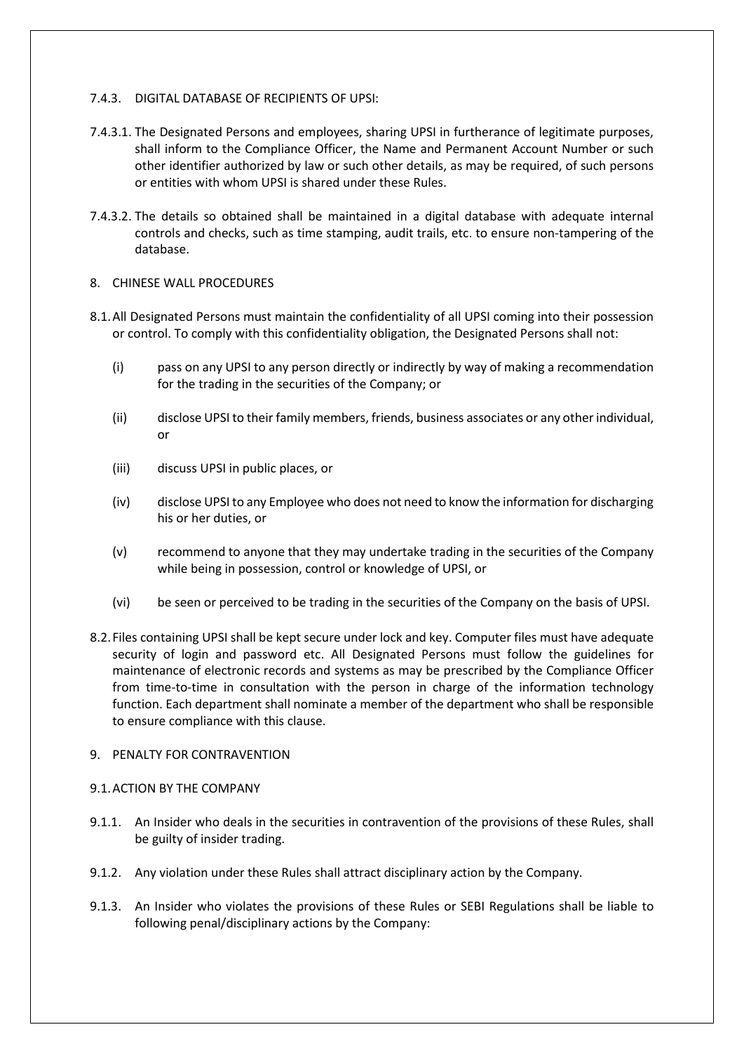#### 7.4.3. DIGITAL DATABASE OF RECIPIENTS OF UPSI:

7.4.3.1. The Designated Persons and employees, sharing UPSI in furtherance of legitimate purposes, shall inform to the Compliance Officer, the Name and Permanent Account Number or such other identifier authorized by law or such other details, as may be required, of such persons or entities with whom UPSI is shared under these Rules.

7.4.3.2. The details so obtained shall be maintained in a digital database with adequate internal controls and checks, such as time stamping, audit trails, etc. to ensure non-tampering of the database.

## 8. CHINESE WALL PROCEDURES

8.1. All Designated Persons must maintain the confidentiality of all UPSI coming into their possession or control. To comply with this confidentiality obligation, the Designated Persons shall not:

(i) pass on any UPSI to any person directly or indirectly by way of making a recommendation for the trading in the securities of the Company; or

(ii) disclose UPSI to their family members, friends, business associates or any other individual, or

(iii) discuss UPSI in public places, or

(iv) disclose UPSI to any Employee who does not need to know the information for discharging his or her duties, or

(v) recommend to anyone that they may undertake trading in the securities of the Company while being in possession, control or knowledge of UPSI, or

(vi) be seen or perceived to be trading in the securities of the Company on the basis of UPSI.

8.2. Files containing UPSI shall be kept secure under lock and key. Computer files must have adequate security of login and password etc. All Designated Persons must follow the guidelines for maintenance of electronic records and systems as may be prescribed by the Compliance Officer from time-to-time in consultation with the person in charge of the information technology function. Each department shall nominate a member of the department who shall be responsible to ensure compliance with this clause.

## 9. PENALTY FOR CONTRAVENTION

### 9.1. ACTION BY THE COMPANY

9.1.1. An Insider who deals in the securities in contravention of the provisions of these Rules, shall be guilty of insider trading.

9.1.2. Any violation under these Rules shall attract disciplinary action by the Company.

9.1.3. An Insider who violates the provisions of these Rules or SEBI Regulations shall be liable to following penal/disciplinary actions by the Company: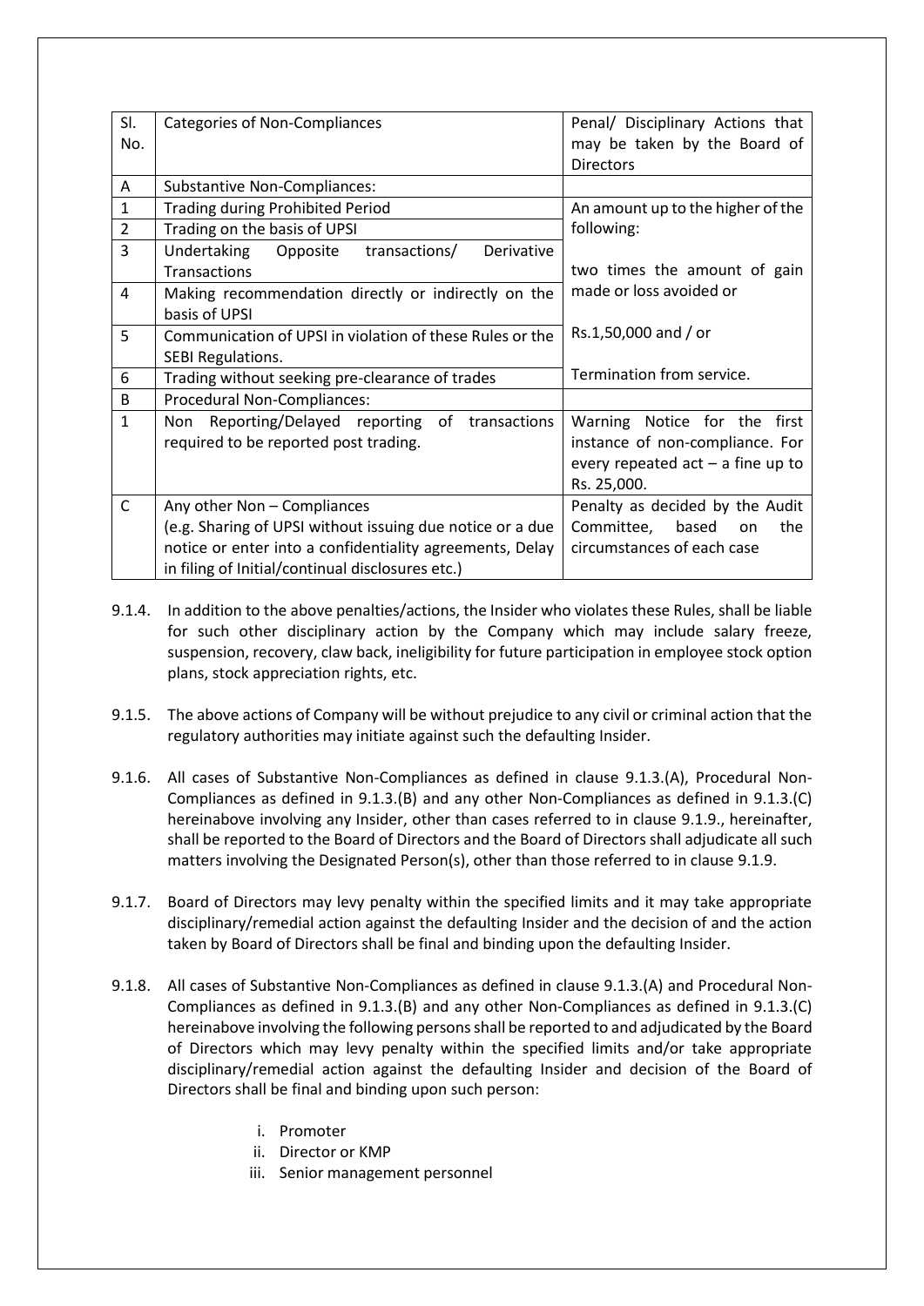| Sl. No. | Categories of Non-Compliances | Penal/ Disciplinary Actions that may be taken by the Board of Directors |
|---|---|---|
| A | Substantive Non-Compliances: | |
| 1 | Trading during Prohibited Period | An amount up to the higher of the following: two times the amount of gain made or loss avoided or Rs.1,50,000 and / or Termination from service. |
| 2 | Trading on the basis of UPSI | |
| 3 | Undertaking Opposite transactions/ Derivative Transactions | |
| 4 | Making recommendation directly or indirectly on the basis of UPSI | |
| 5 | Communication of UPSI in violation of these Rules or the SEBI Regulations. | |
| 6 | Trading without seeking pre-clearance of trades | |
| B | Procedural Non-Compliances: | |
| 1 | Non Reporting/Delayed reporting of transactions required to be reported post trading. | Warning Notice for the first instance of non-compliance. For every repeated act – a fine up to Rs. 25,000. |
| C | Any other Non – Compliances (e.g. Sharing of UPSI without issuing due notice or a due notice or enter into a confidentiality agreements, Delay in filing of Initial/continual disclosures etc.) | Penalty as decided by the Audit Committee, based on the circumstances of each case |

9.1.4. In addition to the above penalties/actions, the Insider who violates these Rules, shall be liable for such other disciplinary action by the Company which may include salary freeze, suspension, recovery, claw back, ineligibility for future participation in employee stock option plans, stock appreciation rights, etc.

9.1.5. The above actions of Company will be without prejudice to any civil or criminal action that the regulatory authorities may initiate against such the defaulting Insider.

9.1.6. All cases of Substantive Non-Compliances as defined in clause 9.1.3.(A), Procedural Non-Compliances as defined in 9.1.3.(B) and any other Non-Compliances as defined in 9.1.3.(C) hereinabove involving any Insider, other than cases referred to in clause 9.1.9., hereinafter, shall be reported to the Board of Directors and the Board of Directors shall adjudicate all such matters involving the Designated Person(s), other than those referred to in clause 9.1.9.

9.1.7. Board of Directors may levy penalty within the specified limits and it may take appropriate disciplinary/remedial action against the defaulting Insider and the decision of and the action taken by Board of Directors shall be final and binding upon the defaulting Insider.

9.1.8. All cases of Substantive Non-Compliances as defined in clause 9.1.3.(A) and Procedural Non-Compliances as defined in 9.1.3.(B) and any other Non-Compliances as defined in 9.1.3.(C) hereinabove involving the following persons shall be reported to and adjudicated by the Board of Directors which may levy penalty within the specified limits and/or take appropriate disciplinary/remedial action against the defaulting Insider and decision of the Board of Directors shall be final and binding upon such person:

i. Promoter
ii. Director or KMP
iii. Senior management personnel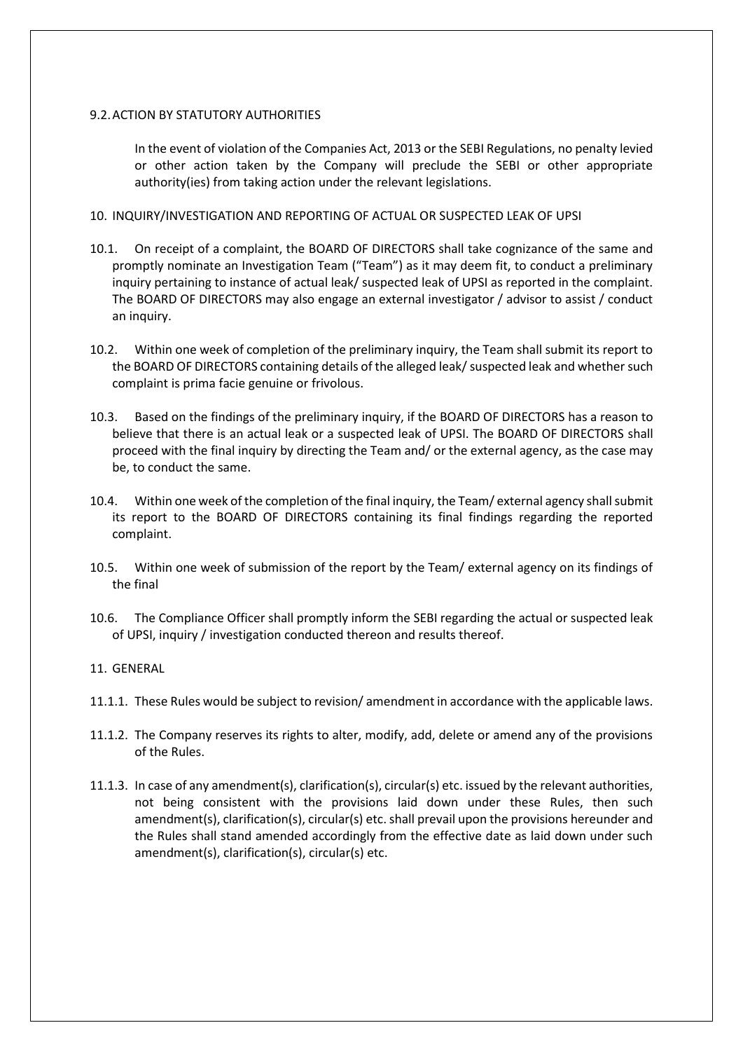### 9.2. ACTION BY STATUTORY AUTHORITIES

In the event of violation of the Companies Act, 2013 or the SEBI Regulations, no penalty levied or other action taken by the Company will preclude the SEBI or other appropriate authority(ies) from taking action under the relevant legislations.

## 10. INQUIRY/INVESTIGATION AND REPORTING OF ACTUAL OR SUSPECTED LEAK OF UPSI

10.1. On receipt of a complaint, the BOARD OF DIRECTORS shall take cognizance of the same and promptly nominate an Investigation Team ("Team") as it may deem fit, to conduct a preliminary inquiry pertaining to instance of actual leak/ suspected leak of UPSI as reported in the complaint. The BOARD OF DIRECTORS may also engage an external investigator / advisor to assist / conduct an inquiry.

10.2. Within one week of completion of the preliminary inquiry, the Team shall submit its report to the BOARD OF DIRECTORS containing details of the alleged leak/ suspected leak and whether such complaint is prima facie genuine or frivolous.

10.3. Based on the findings of the preliminary inquiry, if the BOARD OF DIRECTORS has a reason to believe that there is an actual leak or a suspected leak of UPSI. The BOARD OF DIRECTORS shall proceed with the final inquiry by directing the Team and/ or the external agency, as the case may be, to conduct the same.

10.4. Within one week of the completion of the final inquiry, the Team/ external agency shall submit its report to the BOARD OF DIRECTORS containing its final findings regarding the reported complaint.

10.5. Within one week of submission of the report by the Team/ external agency on its findings of the final

10.6. The Compliance Officer shall promptly inform the SEBI regarding the actual or suspected leak of UPSI, inquiry / investigation conducted thereon and results thereof.

## 11. GENERAL

11.1.1. These Rules would be subject to revision/ amendment in accordance with the applicable laws.

11.1.2. The Company reserves its rights to alter, modify, add, delete or amend any of the provisions of the Rules.

11.1.3. In case of any amendment(s), clarification(s), circular(s) etc. issued by the relevant authorities, not being consistent with the provisions laid down under these Rules, then such amendment(s), clarification(s), circular(s) etc. shall prevail upon the provisions hereunder and the Rules shall stand amended accordingly from the effective date as laid down under such amendment(s), clarification(s), circular(s) etc.